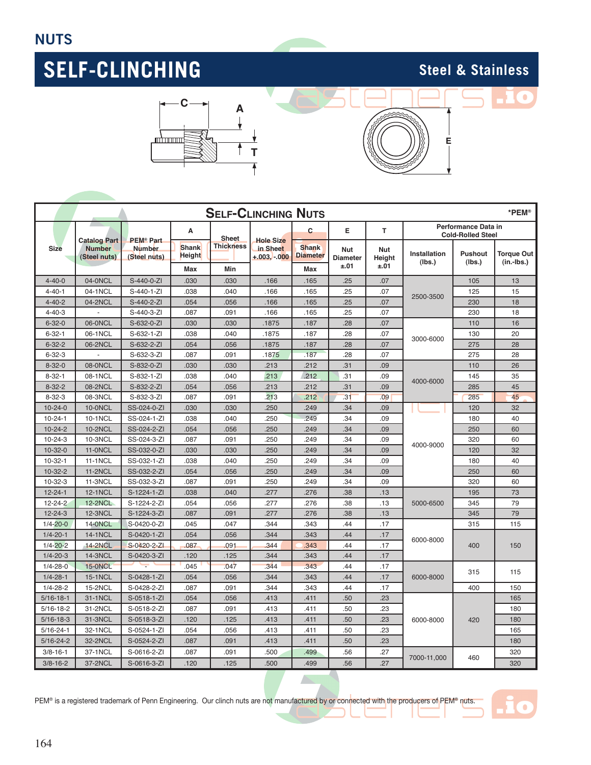# NUTS

## SELF-CLINCHING

**Steel & Stainless**

| SELF-CLINCHING NUTS | | | | | | | | | | | *PEM® |
|---|---|---|---|---|---|---|---|---|---|---|---|
| Size | Catalog Part Number (Steel nuts) | PEM® Part Number (Steel nuts) | A Shank Height | Sheet Thickness | Hole Size in Sheet +.003, -.000 | C Shank Diameter | E Nut Diameter ±.01 | T Nut Height ±.01 | Performance Data in Cold-Rolled Steel | | |
| | | | Max | Min | | Max | | | Installation (lbs.) | Pushout (lbs.) | Torque Out (in.-lbs.) |
| 4-40-0 | 04-0NCL | S-440-0-ZI | .030 | .030 | .166 | .165 | .25 | .07 | 2500-3500 | 105 | 13 |
| 4-40-1 | 04-1NCL | S-440-1-ZI | .038 | .040 | .166 | .165 | .25 | .07 | | 125 | 15 |
| 4-40-2 | 04-2NCL | S-440-2-ZI | .054 | .056 | .166 | .165 | .25 | .07 | | 230 | 18 |
| 4-40-3 | - | S-440-3-ZI | .087 | .091 | .166 | .165 | .25 | .07 | | 230 | 18 |
| 6-32-0 | 06-0NCL | S-632-0-ZI | .030 | .030 | .1875 | .187 | .28 | .07 | 3000-6000 | 110 | 16 |
| 6-32-1 | 06-1NCL | S-632-1-ZI | .038 | .040 | .1875 | .187 | .28 | .07 | | 130 | 20 |
| 6-32-2 | 06-2NCL | S-632-2-ZI | .054 | .056 | .1875 | .187 | .28 | .07 | | 275 | 28 |
| 6-32-3 | - | S-632-3-ZI | .087 | .091 | .1875 | .187 | .28 | .07 | | 275 | 28 |
| 8-32-0 | 08-0NCL | S-832-0-ZI | .030 | .030 | .213 | .212 | .31 | .09 | 4000-6000 | 110 | 26 |
| 8-32-1 | 08-1NCL | S-832-1-ZI | .038 | .040 | .213 | .212 | .31 | .09 | | 145 | 35 |
| 8-32-2 | 08-2NCL | S-832-2-ZI | .054 | .056 | .213 | .212 | .31 | .09 | | 285 | 45 |
| 8-32-3 | 08-3NCL | S-832-3-ZI | .087 | .091 | .213 | .212 | .31 | .09 | | 285 | 45 |
| 10-24-0 | 10-0NCL | SS-024-0-ZI | .030 | .030 | .250 | .249 | .34 | .09 | 4000-9000 | 120 | 32 |
| 10-24-1 | 10-1NCL | SS-024-1-ZI | .038 | .040 | .250 | .249 | .34 | .09 | | 180 | 40 |
| 10-24-2 | 10-2NCL | SS-024-2-ZI | .054 | .056 | .250 | .249 | .34 | .09 | | 250 | 60 |
| 10-24-3 | 10-3NCL | SS-024-3-ZI | .087 | .091 | .250 | .249 | .34 | .09 | | 320 | 60 |
| 10-32-0 | 11-0NCL | SS-032-0-ZI | .030 | .030 | .250 | .249 | .34 | .09 | | 120 | 32 |
| 10-32-1 | 11-1NCL | SS-032-1-ZI | .038 | .040 | .250 | .249 | .34 | .09 | | 180 | 40 |
| 10-32-2 | 11-2NCL | SS-032-2-ZI | .054 | .056 | .250 | .249 | .34 | .09 | | 250 | 60 |
| 10-32-3 | 11-3NCL | SS-032-3-ZI | .087 | .091 | .250 | .249 | .34 | .09 | | 320 | 60 |
| 12-24-1 | 12-1NCL | S-1224-1-ZI | .038 | .040 | .277 | .276 | .38 | .13 | 5000-6500 | 195 | 73 |
| 12-24-2 | 12-2NCL | S-1224-2-ZI | .054 | .056 | .277 | .276 | .38 | .13 | | 345 | 79 |
| 12-24-3 | 12-3NCL | S-1224-3-ZI | .087 | .091 | .277 | .276 | .38 | .13 | | 345 | 79 |
| 1/4-20-0 | 14-0NCL | S-0420-0-ZI | .045 | .047 | .344 | .343 | .44 | .17 | 6000-8000 | 315 | 115 |
| 1/4-20-1 | 14-1NCL | S-0420-1-ZI | .054 | .056 | .344 | .343 | .44 | .17 | | 400 | 150 |
| 1/4-20-2 | 14-2NCL | S-0420-2-ZI | .087 | .091 | .344 | .343 | .44 | .17 | | | |
| 1/4-20-3 | 14-3NCL | S-0420-3-ZI | .120 | .125 | .344 | .343 | .44 | .17 | | | |
| 1/4-28-0 | 15-0NCL | - | .045 | .047 | .344 | .343 | .44 | .17 | 6000-8000 | 315 | 115 |
| 1/4-28-1 | 15-1NCL | S-0428-1-ZI | .054 | .056 | .344 | .343 | .44 | .17 | | | |
| 1/4-28-2 | 15-2NCL | S-0428-2-ZI | .087 | .091 | .344 | .343 | .44 | .17 | | 400 | 150 |
| 5/16-18-1 | 31-1NCL | S-0518-1-ZI | .054 | .056 | .413 | .411 | .50 | .23 | 6000-8000 | 420 | 165 |
| 5/16-18-2 | 31-2NCL | S-0518-2-ZI | .087 | .091 | .413 | .411 | .50 | .23 | | | 180 |
| 5/16-18-3 | 31-3NCL | S-0518-3-ZI | .120 | .125 | .413 | .411 | .50 | .23 | | | 180 |
| 5/16-24-1 | 32-1NCL | S-0524-1-ZI | .054 | .056 | .413 | .411 | .50 | .23 | | | 165 |
| 5/16-24-2 | 32-2NCL | S-0524-2-ZI | .087 | .091 | .413 | .411 | .50 | .23 | | | 180 |
| 3/8-16-1 | 37-1NCL | S-0616-2-ZI | .087 | .091 | .500 | .499 | .56 | .27 | 7000-11,000 | 460 | 320 |
| 3/8-16-2 | 37-2NCL | S-0616-3-ZI | .120 | .125 | .500 | .499 | .56 | .27 | | | 320 |

PEM® is a registered trademark of Penn Engineering. Our clinch nuts are not manufactured by or connected with the producers of PEM® nuts.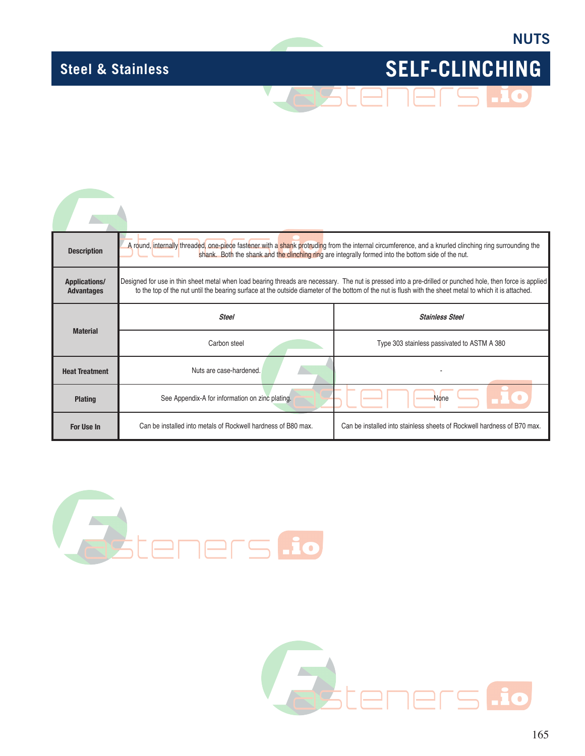# NUTS

## Steel & Stainless

# SELF-CLINCHING

| | | |
|---|---|---|
| **Description** | A round, internally threaded, one-piece fastener with a shank protruding from the internal circumference, and a knurled clinching ring surrounding the shank. Both the shank and the clinching ring are integrally formed into the bottom side of the nut. | |
| **Applications/ Advantages** | Designed for use in thin sheet metal when load bearing threads are necessary. The nut is pressed into a pre-drilled or punched hole, then force is applied to the top of the nut until the bearing surface at the outside diameter of the bottom of the nut is flush with the sheet metal to which it is attached. | |
| **Material** | ***Steel*** | ***Stainless Steel*** |
| | Carbon steel | Type 303 stainless passivated to ASTM A 380 |
| **Heat Treatment** | Nuts are case-hardened. | - |
| **Plating** | See Appendix-A for information on zinc plating. | None |
| **For Use In** | Can be installed into metals of Rockwell hardness of B80 max. | Can be installed into stainless sheets of Rockwell hardness of B70 max. |